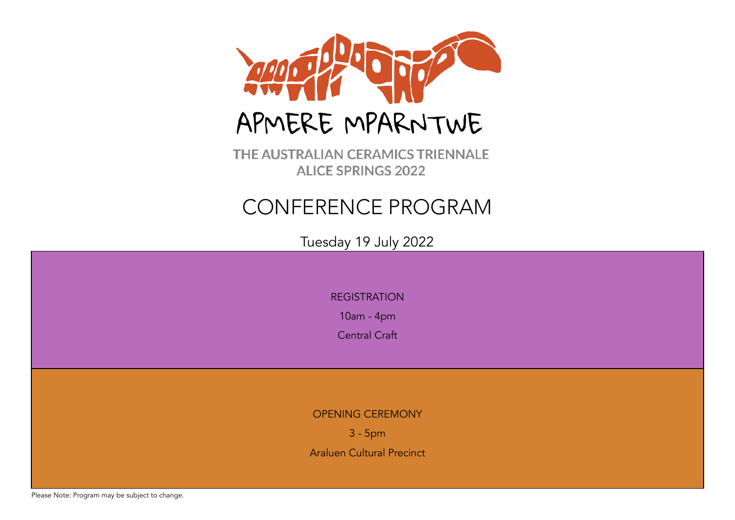# APMERE MPARNTWE

THE AUSTRALIAN CERAMICS TRIENNALE

ALICE SPRINGS 2022

## CONFERENCE PROGRAM

Tuesday 19 July 2022

REGISTRATION

10am - 4pm

Central Craft

OPENING CEREMONY

3 - 5pm

Araluen Cultural Precinct

Please Note: Program may be subject to change.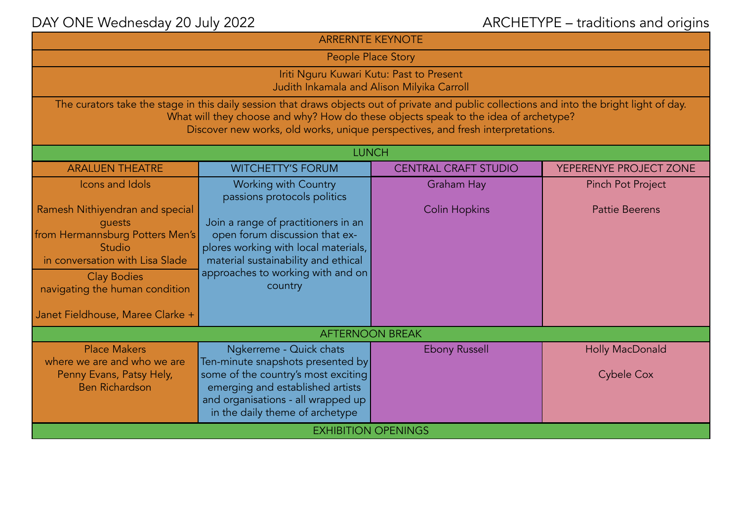DAY ONE Wednesday 20 July 2022 — ARCHETYPE – traditions and origins

| ARALUEN THEATRE | WITCHETTY'S FORUM | CENTRAL CRAFT STUDIO | YEPERENYE PROJECT ZONE |
|---|---|---|---|
| **ARRERNTE KEYNOTE** | | | |
| People Place Story | | | |
| Iriti Nguru Kuwari Kutu: Past to Present<br>Judith Inkamala and Alison Milyika Carroll | | | |
| The curators take the stage in this daily session that draws objects out of private and public collections and into the bright light of day. What will they choose and why? How do these objects speak to the idea of archetype? Discover new works, old works, unique perspectives, and fresh interpretations. | | | |
| **LUNCH** | | | |
| Icons and Idols<br><br>Ramesh Nithiyendran and special guests from Hermannsburg Potters Men's Studio in conversation with Lisa Slade | Working with Country<br>passions protocols politics<br><br>Join a range of practitioners in an open forum discussion that explores working with local materials, material sustainability and ethical approaches to working with and on country | Graham Hay<br><br>Colin Hopkins | Pinch Pot Project<br><br>Pattie Beerens |
| Clay Bodies<br>navigating the human condition<br><br>Janet Fieldhouse, Maree Clarke + | | | |
| **AFTERNOON BREAK** | | | |
| Place Makers<br>where we are and who we are<br>Penny Evans, Patsy Hely, Ben Richardson | Ngkerreme - Quick chats<br>Ten-minute snapshots presented by some of the country's most exciting emerging and established artists and organisations - all wrapped up in the daily theme of archetype | Ebony Russell | Holly MacDonald<br><br>Cybele Cox |
| **EXHIBITION OPENINGS** | | | |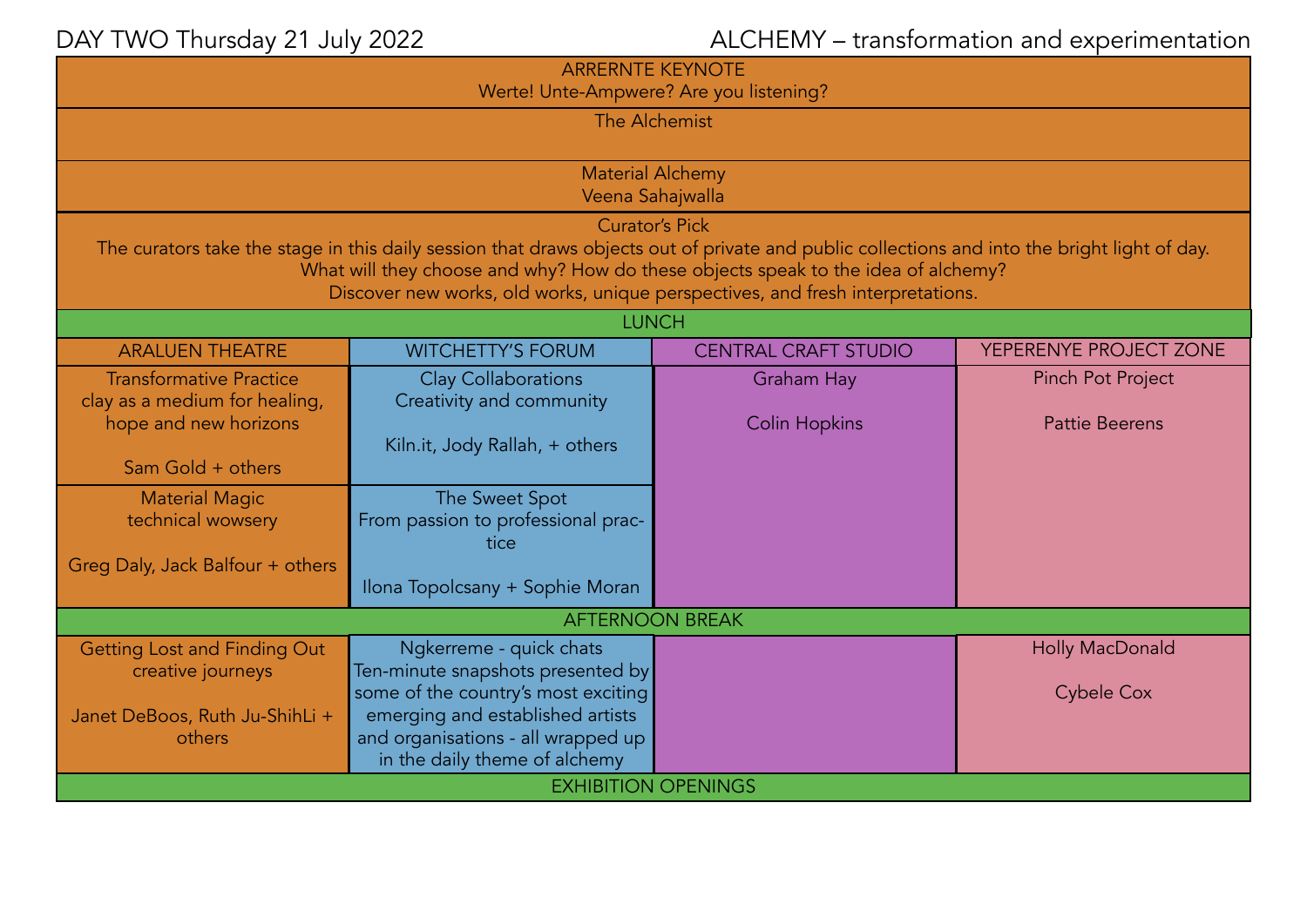DAY TWO Thursday 21 July 2022 — ALCHEMY – transformation and experimentation

**ARRERNTE KEYNOTE**
Werte! Unte-Ampwere? Are you listening?

**The Alchemist**

**Material Alchemy**
Veena Sahajwalla

**Curator's Pick**
The curators take the stage in this daily session that draws objects out of private and public collections and into the bright light of day. What will they choose and why? How do these objects speak to the idea of alchemy? Discover new works, old works, unique perspectives, and fresh interpretations.

**LUNCH**

| ARALUEN THEATRE | WITCHETTY'S FORUM | CENTRAL CRAFT STUDIO | YEPERENYE PROJECT ZONE |
|---|---|---|---|
| Transformative Practice<br>clay as a medium for healing, hope and new horizons<br><br>Sam Gold + others | Clay Collaborations<br>Creativity and community<br><br>Kiln.it, Jody Rallah, + others | Graham Hay<br><br>Colin Hopkins | Pinch Pot Project<br><br>Pattie Beerens |
| Material Magic<br>technical wowsery<br><br>Greg Daly, Jack Balfour + others | The Sweet Spot<br>From passion to professional practice<br><br>Ilona Topolcsany + Sophie Moran | | |
| **AFTERNOON BREAK** | | | |
| Getting Lost and Finding Out<br>creative journeys<br><br>Janet DeBoos, Ruth Ju-ShihLi + others | Ngkerreme - quick chats<br>Ten-minute snapshots presented by some of the country's most exciting emerging and established artists and organisations - all wrapped up in the daily theme of alchemy | | Holly MacDonald<br><br>Cybele Cox |
| **EXHIBITION OPENINGS** | | | |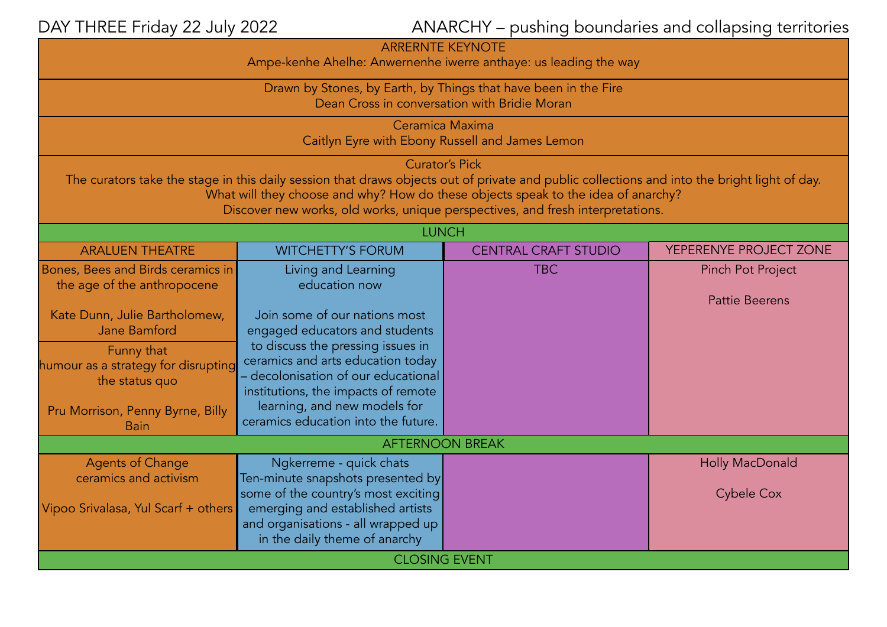DAY THREE Friday 22 July 2022 | ANARCHY – pushing boundaries and collapsing territories

**ARRERNTE KEYNOTE**
Ampe-kenhe Ahelhe: Anwernenhe iwerre anthaye: us leading the way

**Drawn by Stones, by Earth, by Things that have been in the Fire**
Dean Cross in conversation with Bridie Moran

**Ceramica Maxima**
Caitlyn Eyre with Ebony Russell and James Lemon

**Curator's Pick**
The curators take the stage in this daily session that draws objects out of private and public collections and into the bright light of day. What will they choose and why? How do these objects speak to the idea of anarchy? Discover new works, old works, unique perspectives, and fresh interpretations.

**LUNCH**

| ARALUEN THEATRE | WITCHETTY'S FORUM | CENTRAL CRAFT STUDIO | YEPERENYE PROJECT ZONE |
|---|---|---|---|
| Bones, Bees and Birds ceramics in the age of the anthropocene<br><br>Kate Dunn, Julie Bartholomew, Jane Bamford<br><br>Funny that<br>humour as a strategy for disrupting the status quo<br><br>Pru Morrison, Penny Byrne, Billy Bain | Living and Learning<br>education now<br><br>Join some of our nations most engaged educators and students to discuss the pressing issues in ceramics and arts education today – decolonisation of our educational institutions, the impacts of remote learning, and new models for ceramics education into the future. | TBC | Pinch Pot Project<br><br>Pattie Beerens |

**AFTERNOON BREAK**

| ARALUEN THEATRE | WITCHETTY'S FORUM | CENTRAL CRAFT STUDIO | YEPERENYE PROJECT ZONE |
|---|---|---|---|
| Agents of Change<br>ceramics and activism<br><br>Vipoo Srivalasa, Yul Scarf + others | Ngkerreme - quick chats<br>Ten-minute snapshots presented by some of the country's most exciting emerging and established artists and organisations - all wrapped up in the daily theme of anarchy | | Holly MacDonald<br><br>Cybele Cox |

**CLOSING EVENT**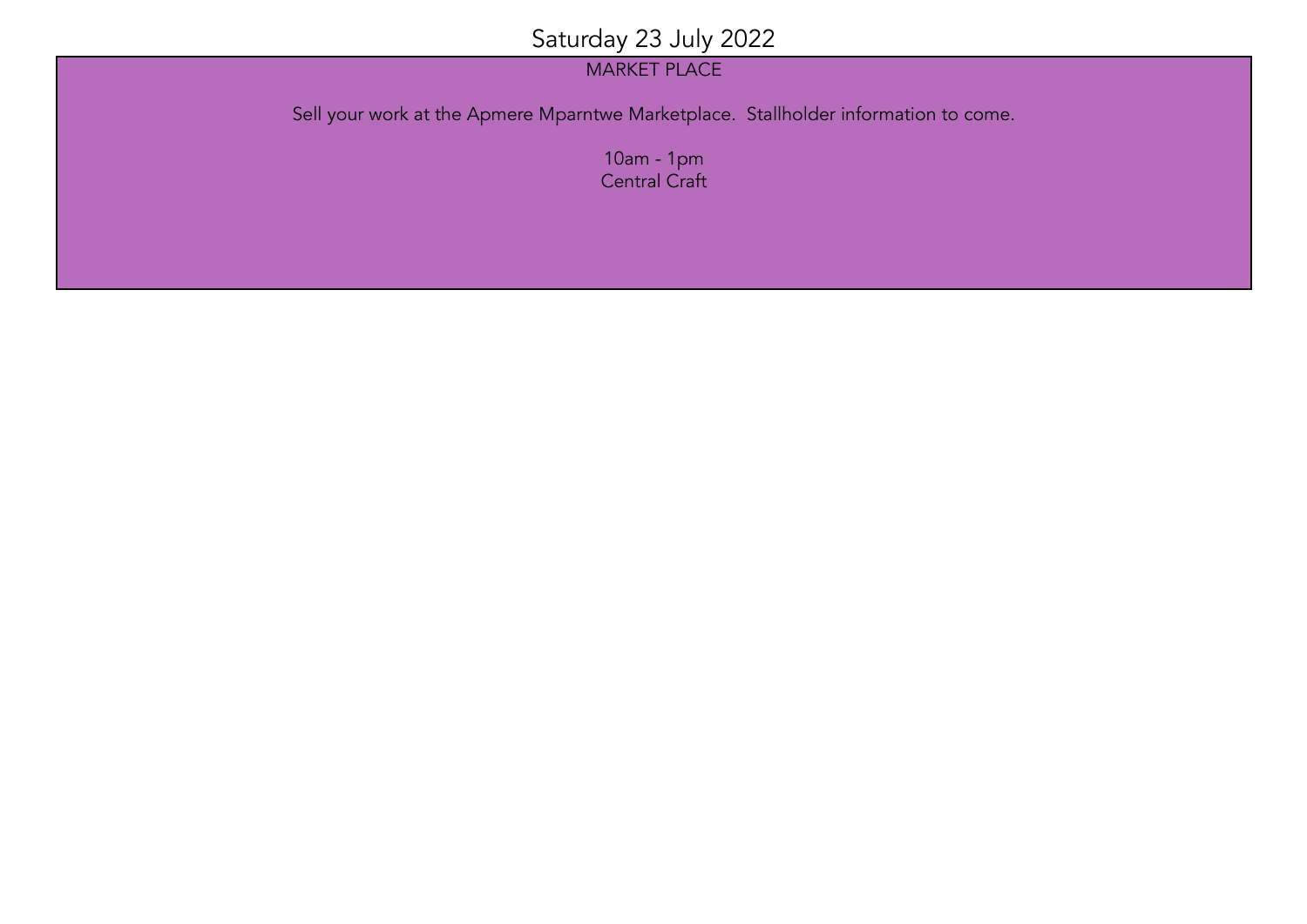## Saturday 23 July 2022

### MARKET PLACE

Sell your work at the Apmere Mparntwe Marketplace.  Stallholder information to come.

10am - 1pm
Central Craft